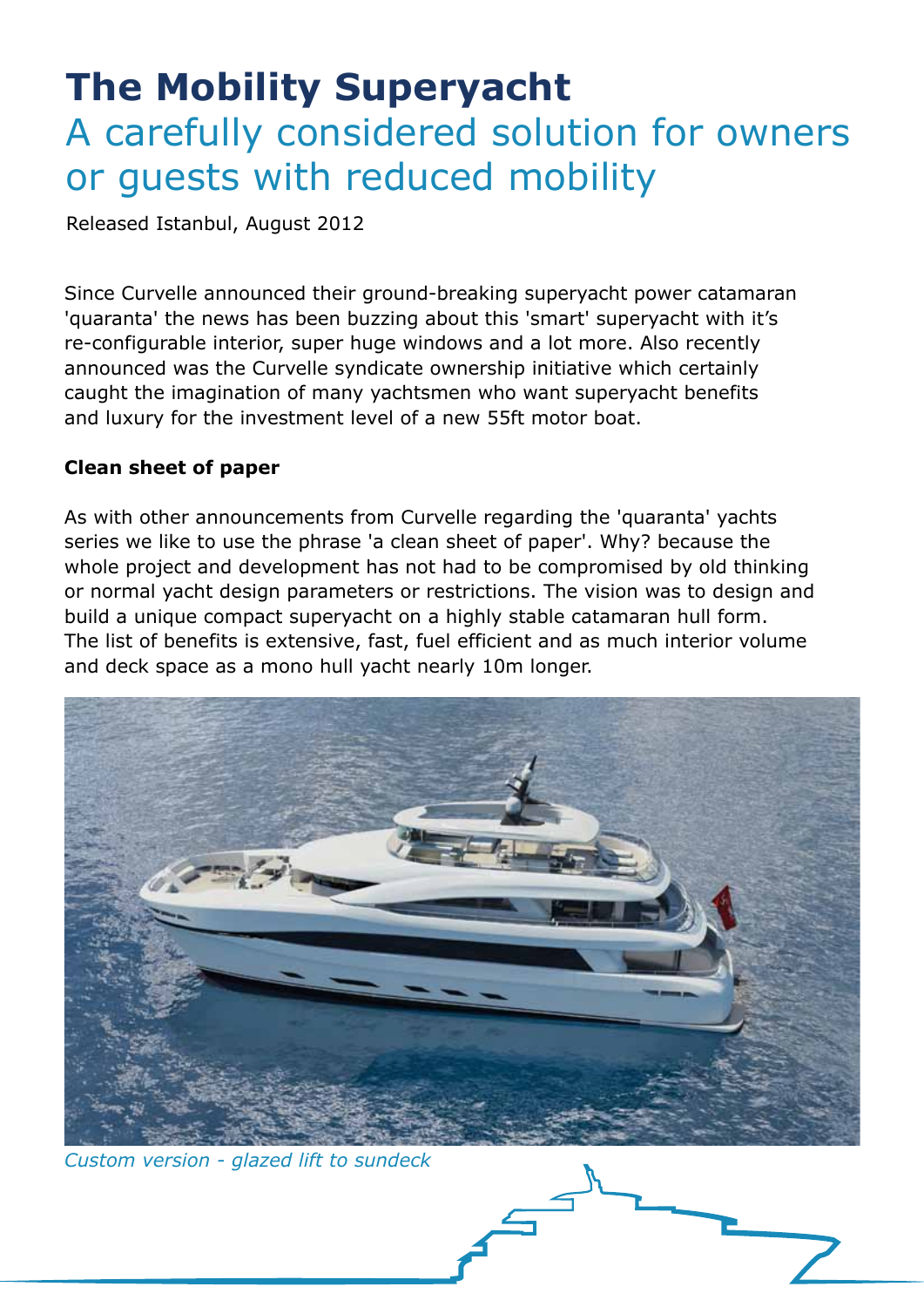# The Mobility Superyacht

## A carefully considered solution for owners or guests with reduced mobility

Released Istanbul, August 2012

Since Curvelle announced their ground-breaking superyacht power catamaran 'quaranta' the news has been buzzing about this 'smart' superyacht with it's re-configurable interior, super huge windows and a lot more. Also recently announced was the Curvelle syndicate ownership initiative which certainly caught the imagination of many yachtsmen who want superyacht benefits and luxury for the investment level of a new 55ft motor boat.

**Clean sheet of paper**

As with other announcements from Curvelle regarding the 'quaranta' yachts series we like to use the phrase 'a clean sheet of paper'. Why? because the whole project and development has not had to be compromised by old thinking or normal yacht design parameters or restrictions. The vision was to design and build a unique compact superyacht on a highly stable catamaran hull form. The list of benefits is extensive, fast, fuel efficient and as much interior volume and deck space as a mono hull yacht nearly 10m longer.

*Custom version - glazed lift to sundeck*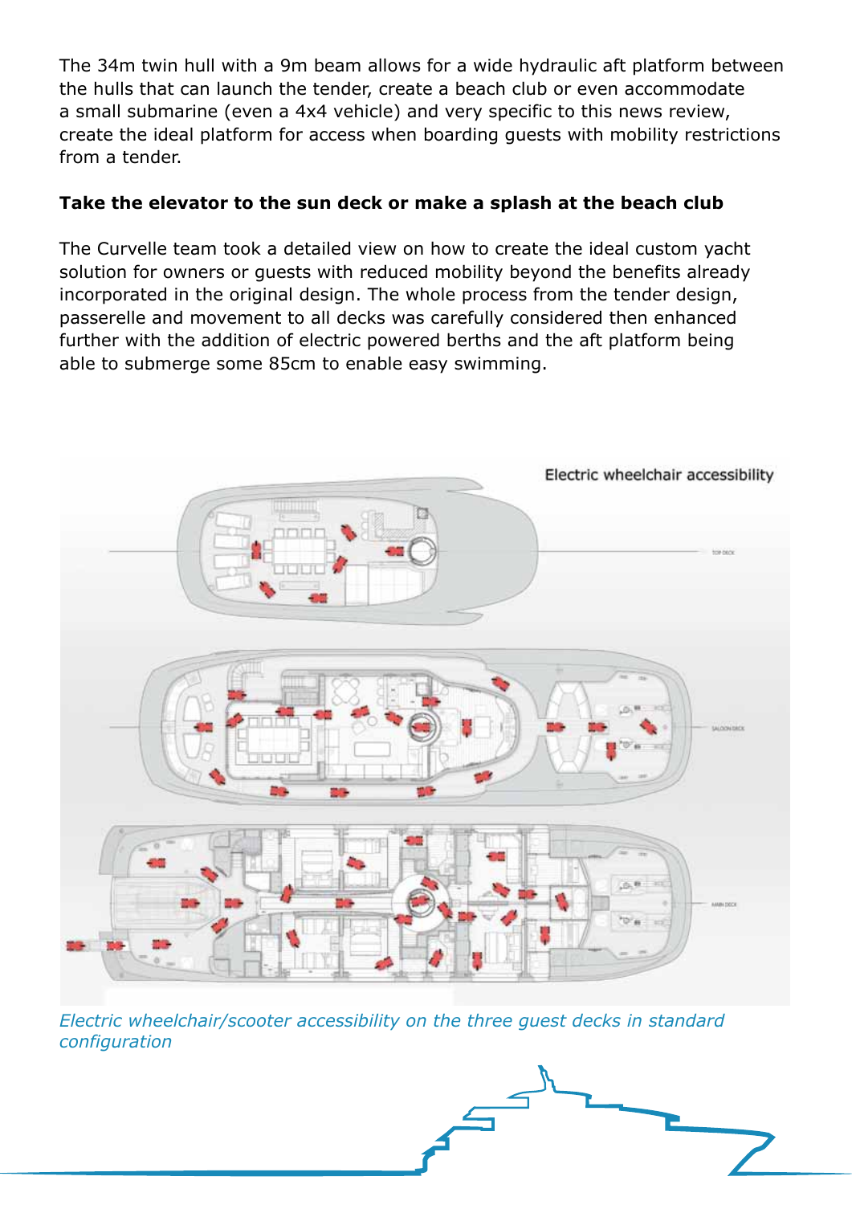The 34m twin hull with a 9m beam allows for a wide hydraulic aft platform between the hulls that can launch the tender, create a beach club or even accommodate a small submarine (even a 4x4 vehicle) and very specific to this news review, create the ideal platform for access when boarding guests with mobility restrictions from a tender.

**Take the elevator to the sun deck or make a splash at the beach club**

The Curvelle team took a detailed view on how to create the ideal custom yacht solution for owners or guests with reduced mobility beyond the benefits already incorporated in the original design. The whole process from the tender design, passerelle and movement to all decks was carefully considered then enhanced further with the addition of electric powered berths and the aft platform being able to submerge some 85cm to enable easy swimming.

Electric wheelchair accessibility

*Electric wheelchair/scooter accessibility on the three guest decks in standard configuration*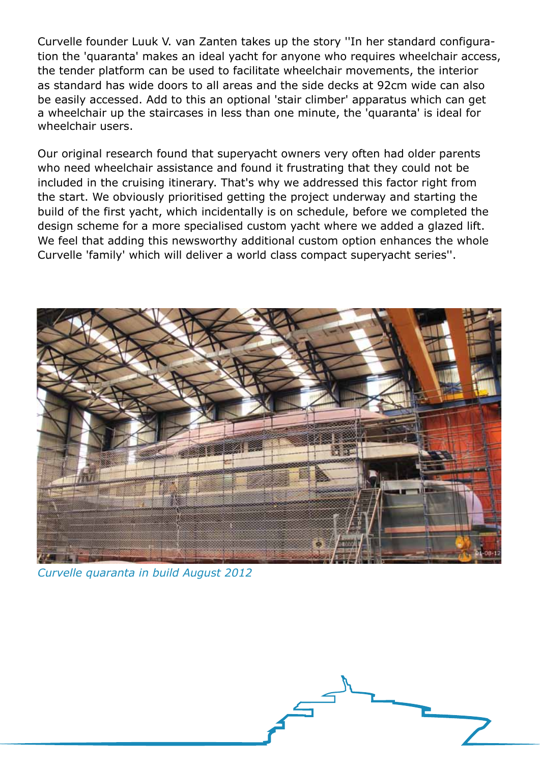Curvelle founder Luuk V. van Zanten takes up the story ''In her standard configuration the 'quaranta' makes an ideal yacht for anyone who requires wheelchair access, the tender platform can be used to facilitate wheelchair movements, the interior as standard has wide doors to all areas and the side decks at 92cm wide can also be easily accessed. Add to this an optional 'stair climber' apparatus which can get a wheelchair up the staircases in less than one minute, the 'quaranta' is ideal for wheelchair users.

Our original research found that superyacht owners very often had older parents who need wheelchair assistance and found it frustrating that they could not be included in the cruising itinerary. That's why we addressed this factor right from the start. We obviously prioritised getting the project underway and starting the build of the first yacht, which incidentally is on schedule, before we completed the design scheme for a more specialised custom yacht where we added a glazed lift. We feel that adding this newsworthy additional custom option enhances the whole Curvelle 'family' which will deliver a world class compact superyacht series''.

*Curvelle quaranta in build August 2012*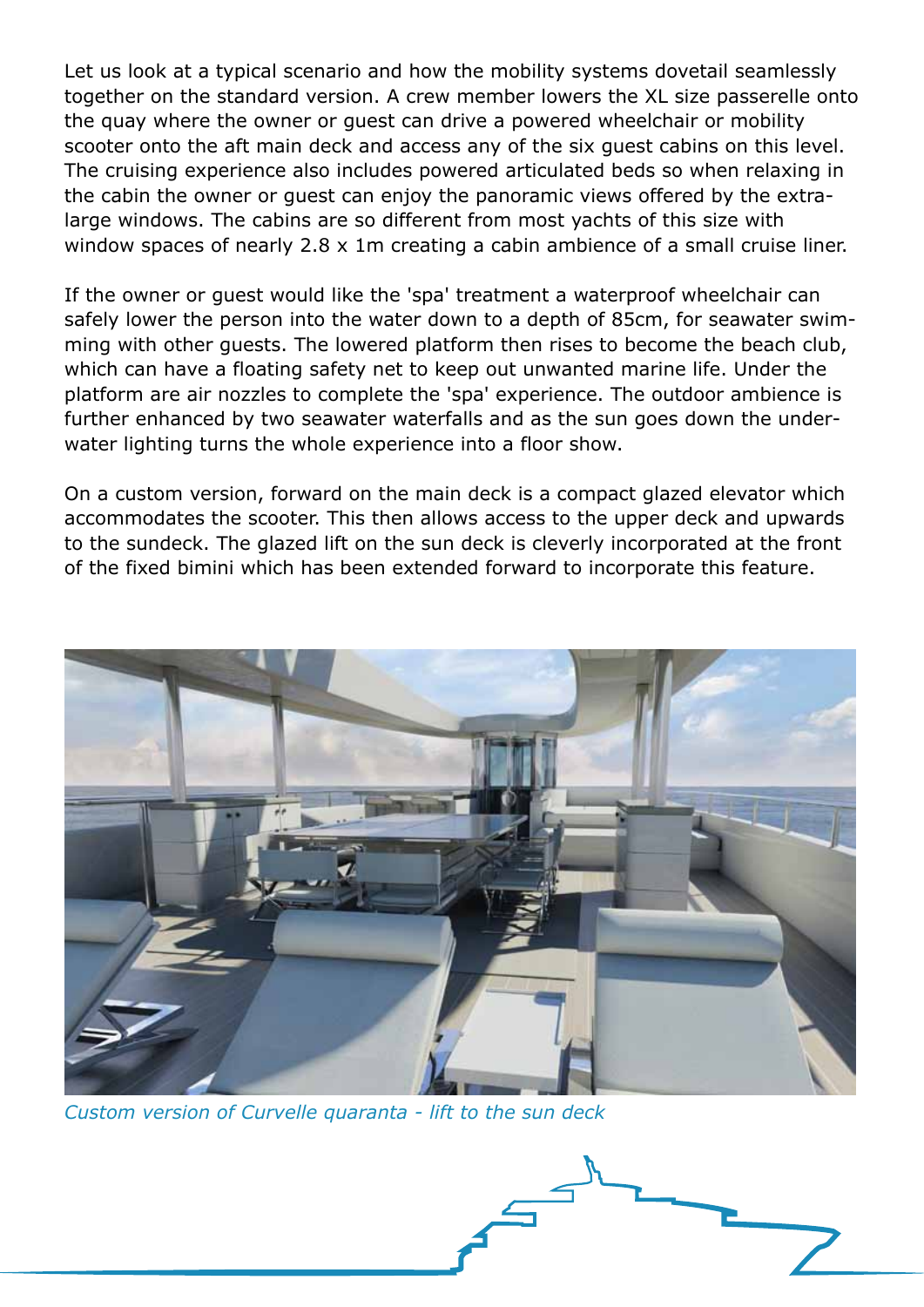Let us look at a typical scenario and how the mobility systems dovetail seamlessly together on the standard version. A crew member lowers the XL size passerelle onto the quay where the owner or guest can drive a powered wheelchair or mobility scooter onto the aft main deck and access any of the six guest cabins on this level. The cruising experience also includes powered articulated beds so when relaxing in the cabin the owner or guest can enjoy the panoramic views offered by the extra-large windows. The cabins are so different from most yachts of this size with window spaces of nearly 2.8 x 1m creating a cabin ambience of a small cruise liner.

If the owner or guest would like the 'spa' treatment a waterproof wheelchair can safely lower the person into the water down to a depth of 85cm, for seawater swimming with other guests. The lowered platform then rises to become the beach club, which can have a floating safety net to keep out unwanted marine life. Under the platform are air nozzles to complete the 'spa' experience. The outdoor ambience is further enhanced by two seawater waterfalls and as the sun goes down the underwater lighting turns the whole experience into a floor show.

On a custom version, forward on the main deck is a compact glazed elevator which accommodates the scooter. This then allows access to the upper deck and upwards to the sundeck. The glazed lift on the sun deck is cleverly incorporated at the front of the fixed bimini which has been extended forward to incorporate this feature.

*Custom version of Curvelle quaranta - lift to the sun deck*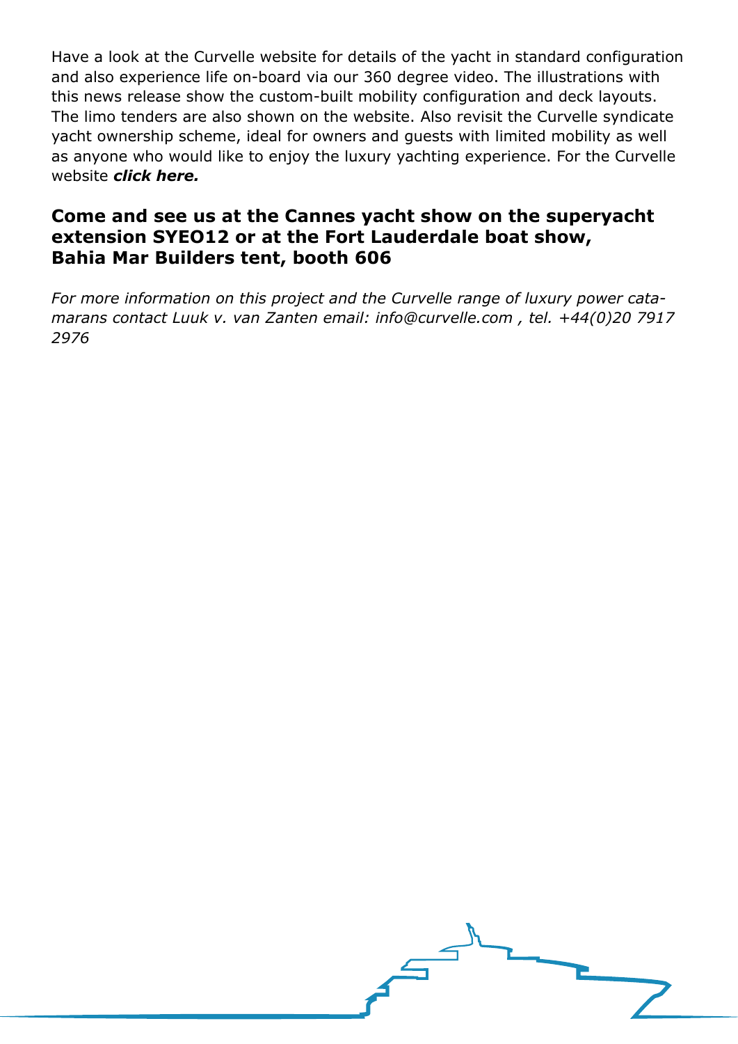Have a look at the Curvelle website for details of the yacht in standard configuration and also experience life on-board via our 360 degree video. The illustrations with this news release show the custom-built mobility configuration and deck layouts. The limo tenders are also shown on the website. Also revisit the Curvelle syndicate yacht ownership scheme, ideal for owners and guests with limited mobility as well as anyone who would like to enjoy the luxury yachting experience. For the Curvelle website ***click here.***

**Come and see us at the Cannes yacht show on the superyacht extension SYEO12 or at the Fort Lauderdale boat show, Bahia Mar Builders tent, booth 606**

*For more information on this project and the Curvelle range of luxury power catamarans contact Luuk v. van Zanten email: info@curvelle.com , tel. +44(0)20 7917 2976*